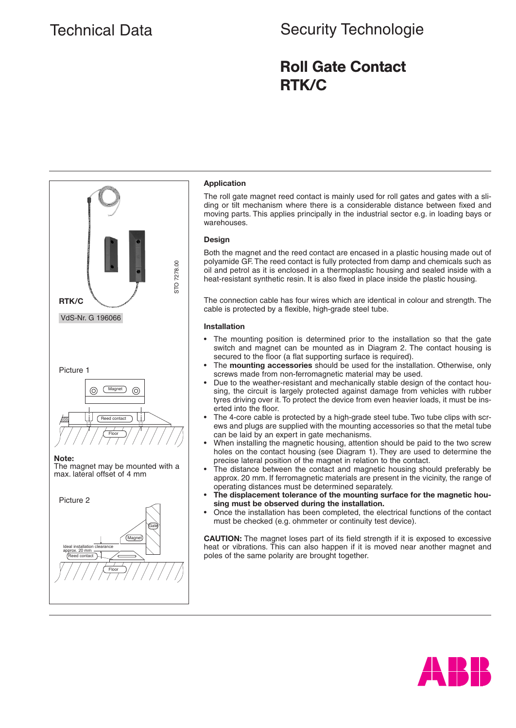Technical Data

Security Technologie

# Roll Gate Contact RTK/C

**RTK/C**

VdS-Nr. G 196066

STO 7278.00

Picture 1

**Note:**
The magnet may be mounted with a max. lateral offset of 4 mm

Picture 2

### Application

The roll gate magnet reed contact is mainly used for roll gates and gates with a sliding or tilt mechanism where there is a considerable distance between fixed and moving parts. This applies principally in the industrial sector e.g. in loading bays or warehouses.

### Design

Both the magnet and the reed contact are encased in a plastic housing made out of polyamide GF. The reed contact is fully protected from damp and chemicals such as oil and petrol as it is enclosed in a thermoplastic housing and sealed inside with a heat-resistant synthetic resin. It is also fixed in place inside the plastic housing.

The connection cable has four wires which are identical in colour and strength. The cable is protected by a flexible, high-grade steel tube.

### Installation

- The mounting position is determined prior to the installation so that the gate switch and magnet can be mounted as in Diagram 2. The contact housing is secured to the floor (a flat supporting surface is required).
- The **mounting accessories** should be used for the installation. Otherwise, only screws made from non-ferromagnetic material may be used.
- Due to the weather-resistant and mechanically stable design of the contact housing, the circuit is largely protected against damage from vehicles with rubber tyres driving over it. To protect the device from even heavier loads, it must be inserted into the floor.
- The 4-core cable is protected by a high-grade steel tube. Two tube clips with screws and plugs are supplied with the mounting accessories so that the metal tube can be laid by an expert in gate mechanisms.
- When installing the magnetic housing, attention should be paid to the two screw holes on the contact housing (see Diagram 1). They are used to determine the precise lateral position of the magnet in relation to the contact.
- The distance between the contact and magnetic housing should preferably be approx. 20 mm. If ferromagnetic materials are present in the vicinity, the range of operating distances must be determined separately.
- **The displacement tolerance of the mounting surface for the magnetic housing must be observed during the installation.**
- Once the installation has been completed, the electrical functions of the contact must be checked (e.g. ohmmeter or continuity test device).

**CAUTION:** The magnet loses part of its field strength if it is exposed to excessive heat or vibrations. This can also happen if it is moved near another magnet and poles of the same polarity are brought together.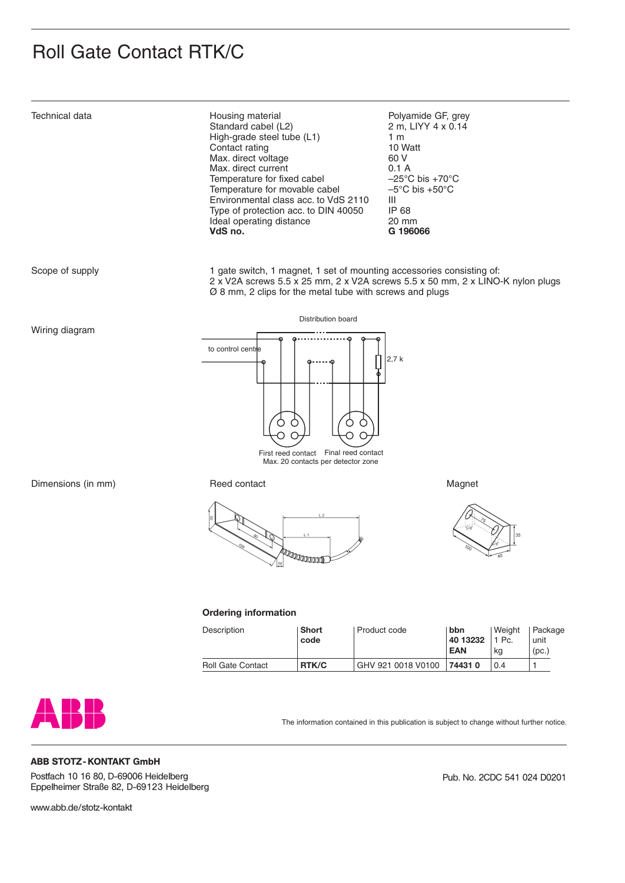# Roll Gate Contact RTK/C

**Technical data**

| | |
|---|---|
| Housing material | Polyamide GF, grey |
| Standard cabel (L2) | 2 m, LIYY 4 x 0.14 |
| High-grade steel tube (L1) | 1 m |
| Contact rating | 10 Watt |
| Max. direct voltage | 60 V |
| Max. direct current | 0.1 A |
| Temperature for fixed cabel | –25°C bis +70°C |
| Temperature for movable cabel | –5°C bis +50°C |
| Environmental class acc. to VdS 2110 | III |
| Type of protection acc. to DIN 40050 | IP 68 |
| Ideal operating distance | 20 mm |
| **VdS no.** | **G 196066** |

**Scope of supply**

1 gate switch, 1 magnet, 1 set of mounting accessories consisting of:
2 x V2A screws 5.5 x 25 mm, 2 x V2A screws 5.5 x 50 mm, 2 x LINO-K nylon plugs Ø 8 mm, 2 clips for the metal tube with screws and plugs

**Wiring diagram**

Distribution board

to control centre

2,7 k

First reed contact

Final reed contact

Max. 20 contacts per detector zone

**Dimensions (in mm)**

Reed contact

L 2

L 1

Magnet

## Ordering information

| Description | **Short code** | Product code | **bbn 40 13232 EAN** | Weight 1 Pc. kg | Package unit (pc.) |
|---|---|---|---|---|---|
| Roll Gate Contact | **RTK/C** | GHV 921 0018 V0100 | **74431 0** | 0.4 | 1 |

The information contained in this publication is subject to change without further notice.

**ABB STOTZ-KONTAKT GmbH**

Postfach 10 16 80, D-69006 Heidelberg
Eppelheimer Straße 82, D-69123 Heidelberg

www.abb.de/stotz-kontakt

Pub. No. 2CDC 541 024 D0201